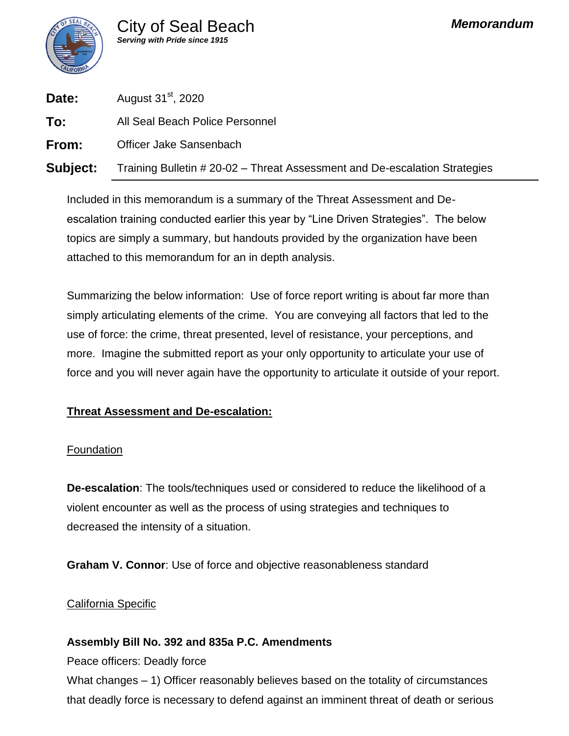# City of Seal Beach

***Serving with Pride since 1915***

***Memorandum***

**Date:** August 31st, 2020

**To:** All Seal Beach Police Personnel

**From:** Officer Jake Sansenbach

**Subject:** Training Bulletin # 20-02 – Threat Assessment and De-escalation Strategies

---

Included in this memorandum is a summary of the Threat Assessment and De-escalation training conducted earlier this year by "Line Driven Strategies". The below topics are simply a summary, but handouts provided by the organization have been attached to this memorandum for an in depth analysis.

Summarizing the below information: Use of force report writing is about far more than simply articulating elements of the crime. You are conveying all factors that led to the use of force: the crime, threat presented, level of resistance, your perceptions, and more. Imagine the submitted report as your only opportunity to articulate your use of force and you will never again have the opportunity to articulate it outside of your report.

<u>**Threat Assessment and De-escalation:**</u>

<u>Foundation</u>

**De-escalation**: The tools/techniques used or considered to reduce the likelihood of a violent encounter as well as the process of using strategies and techniques to decreased the intensity of a situation.

**Graham V. Connor**: Use of force and objective reasonableness standard

<u>California Specific</u>

**Assembly Bill No. 392 and 835a P.C. Amendments**

Peace officers: Deadly force

What changes – 1) Officer reasonably believes based on the totality of circumstances that deadly force is necessary to defend against an imminent threat of death or serious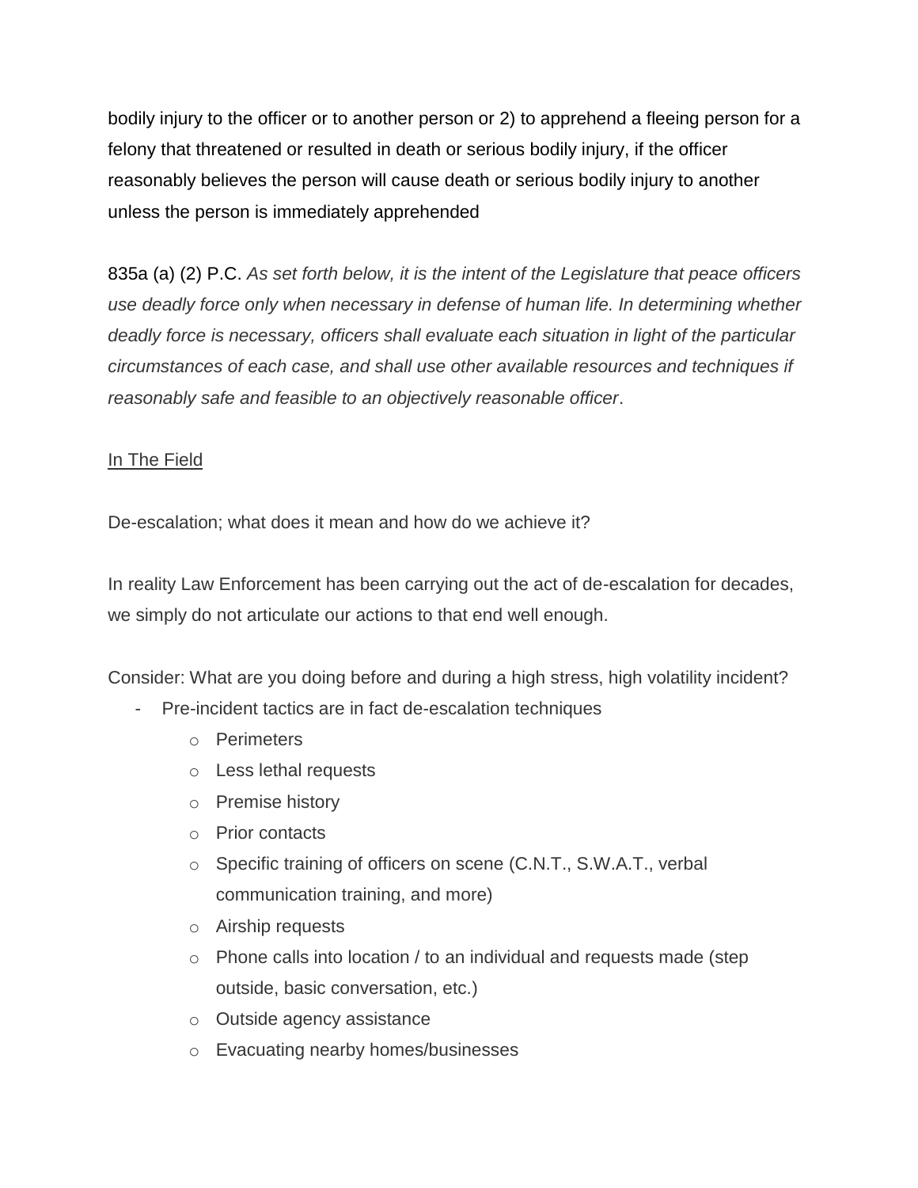bodily injury to the officer or to another person or 2) to apprehend a fleeing person for a felony that threatened or resulted in death or serious bodily injury, if the officer reasonably believes the person will cause death or serious bodily injury to another unless the person is immediately apprehended

835a (a) (2) P.C. *As set forth below, it is the intent of the Legislature that peace officers use deadly force only when necessary in defense of human life. In determining whether deadly force is necessary, officers shall evaluate each situation in light of the particular circumstances of each case, and shall use other available resources and techniques if reasonably safe and feasible to an objectively reasonable officer*.

<u>In The Field</u>

De-escalation; what does it mean and how do we achieve it?

In reality Law Enforcement has been carrying out the act of de-escalation for decades, we simply do not articulate our actions to that end well enough.

Consider: What are you doing before and during a high stress, high volatility incident?

- Pre-incident tactics are in fact de-escalation techniques
  - Perimeters
  - Less lethal requests
  - Premise history
  - Prior contacts
  - Specific training of officers on scene (C.N.T., S.W.A.T., verbal communication training, and more)
  - Airship requests
  - Phone calls into location / to an individual and requests made (step outside, basic conversation, etc.)
  - Outside agency assistance
  - Evacuating nearby homes/businesses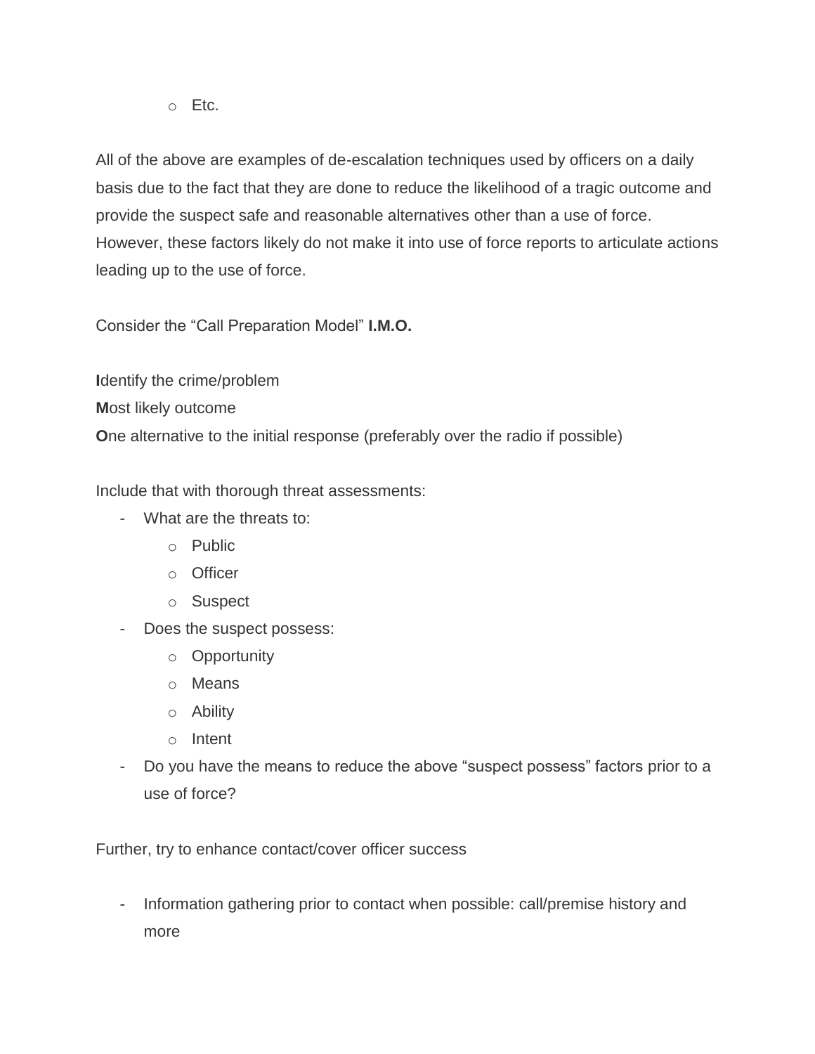- Etc.

All of the above are examples of de-escalation techniques used by officers on a daily basis due to the fact that they are done to reduce the likelihood of a tragic outcome and provide the suspect safe and reasonable alternatives other than a use of force. However, these factors likely do not make it into use of force reports to articulate actions leading up to the use of force.

Consider the "Call Preparation Model" **I.M.O.**

**I**dentify the crime/problem
**M**ost likely outcome
**O**ne alternative to the initial response (preferably over the radio if possible)

Include that with thorough threat assessments:

- What are the threats to:
  - Public
  - Officer
  - Suspect
- Does the suspect possess:
  - Opportunity
  - Means
  - Ability
  - Intent
- Do you have the means to reduce the above "suspect possess" factors prior to a use of force?

Further, try to enhance contact/cover officer success

- Information gathering prior to contact when possible: call/premise history and more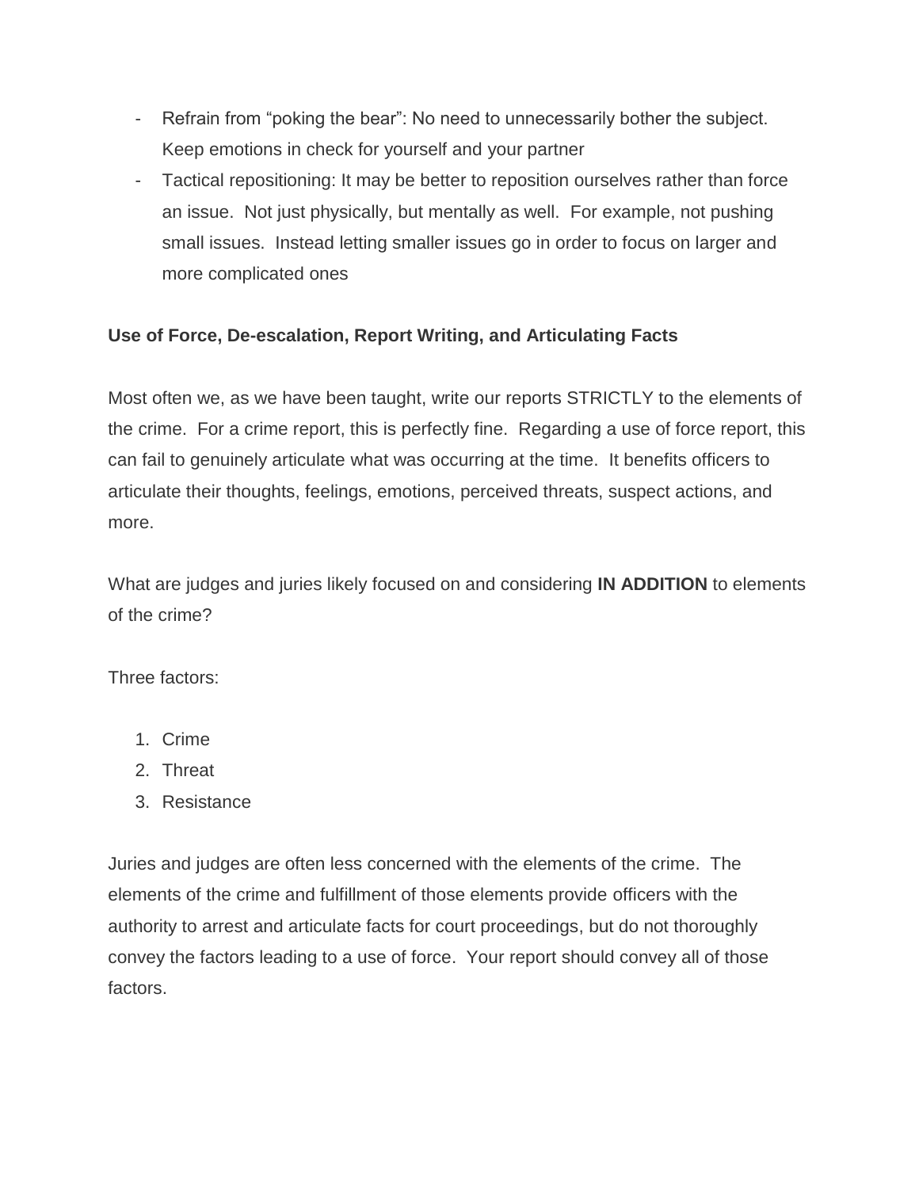- Refrain from “poking the bear”: No need to unnecessarily bother the subject. Keep emotions in check for yourself and your partner
- Tactical repositioning: It may be better to reposition ourselves rather than force an issue. Not just physically, but mentally as well. For example, not pushing small issues. Instead letting smaller issues go in order to focus on larger and more complicated ones

**Use of Force, De-escalation, Report Writing, and Articulating Facts**

Most often we, as we have been taught, write our reports STRICTLY to the elements of the crime. For a crime report, this is perfectly fine. Regarding a use of force report, this can fail to genuinely articulate what was occurring at the time. It benefits officers to articulate their thoughts, feelings, emotions, perceived threats, suspect actions, and more.

What are judges and juries likely focused on and considering **IN ADDITION** to elements of the crime?

Three factors:

1. Crime
2. Threat
3. Resistance

Juries and judges are often less concerned with the elements of the crime. The elements of the crime and fulfillment of those elements provide officers with the authority to arrest and articulate facts for court proceedings, but do not thoroughly convey the factors leading to a use of force. Your report should convey all of those factors.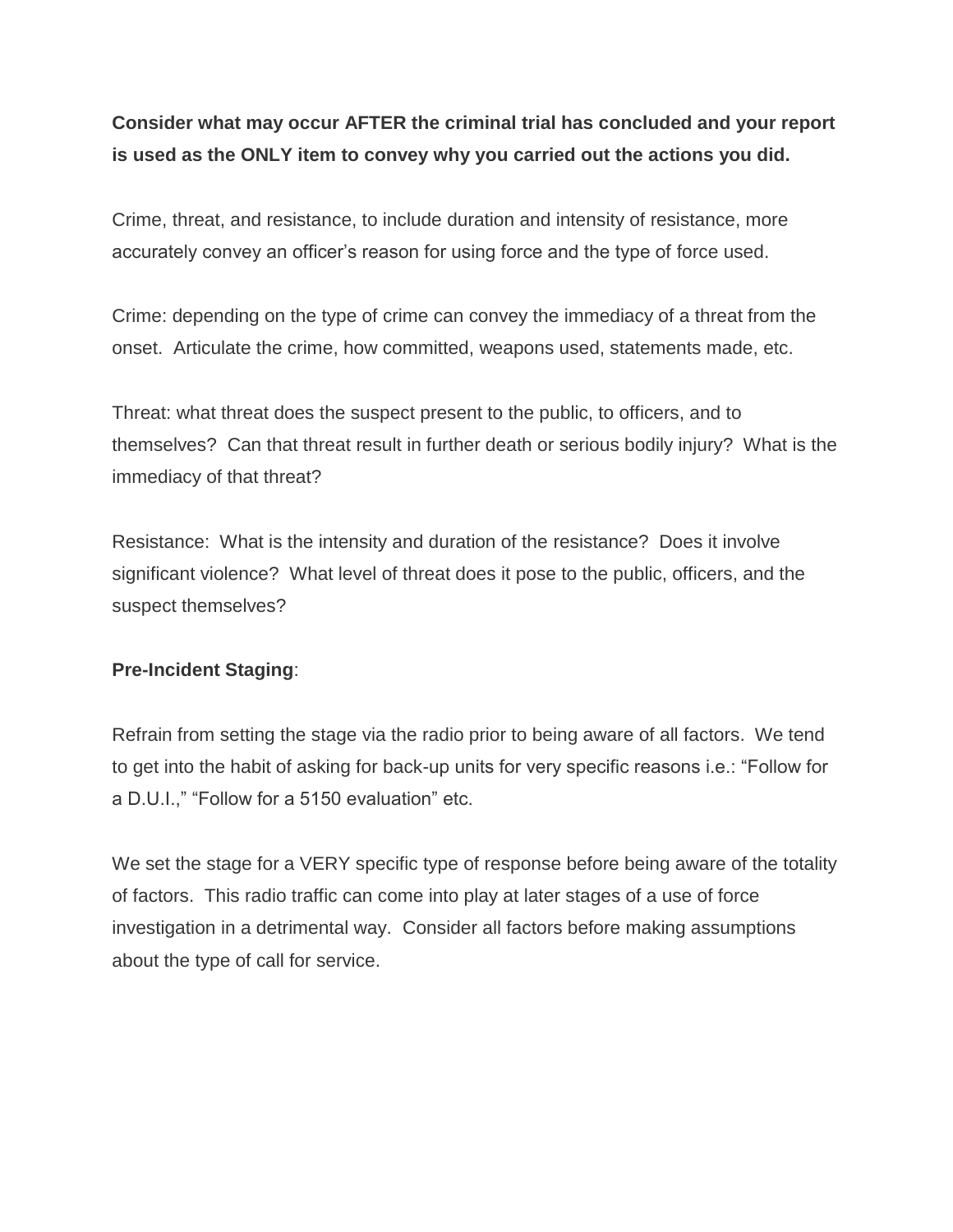**Consider what may occur AFTER the criminal trial has concluded and your report is used as the ONLY item to convey why you carried out the actions you did.**

Crime, threat, and resistance, to include duration and intensity of resistance, more accurately convey an officer's reason for using force and the type of force used.

Crime: depending on the type of crime can convey the immediacy of a threat from the onset. Articulate the crime, how committed, weapons used, statements made, etc.

Threat: what threat does the suspect present to the public, to officers, and to themselves? Can that threat result in further death or serious bodily injury? What is the immediacy of that threat?

Resistance: What is the intensity and duration of the resistance? Does it involve significant violence? What level of threat does it pose to the public, officers, and the suspect themselves?

**Pre-Incident Staging**:

Refrain from setting the stage via the radio prior to being aware of all factors. We tend to get into the habit of asking for back-up units for very specific reasons i.e.: "Follow for a D.U.I.," "Follow for a 5150 evaluation" etc.

We set the stage for a VERY specific type of response before being aware of the totality of factors. This radio traffic can come into play at later stages of a use of force investigation in a detrimental way. Consider all factors before making assumptions about the type of call for service.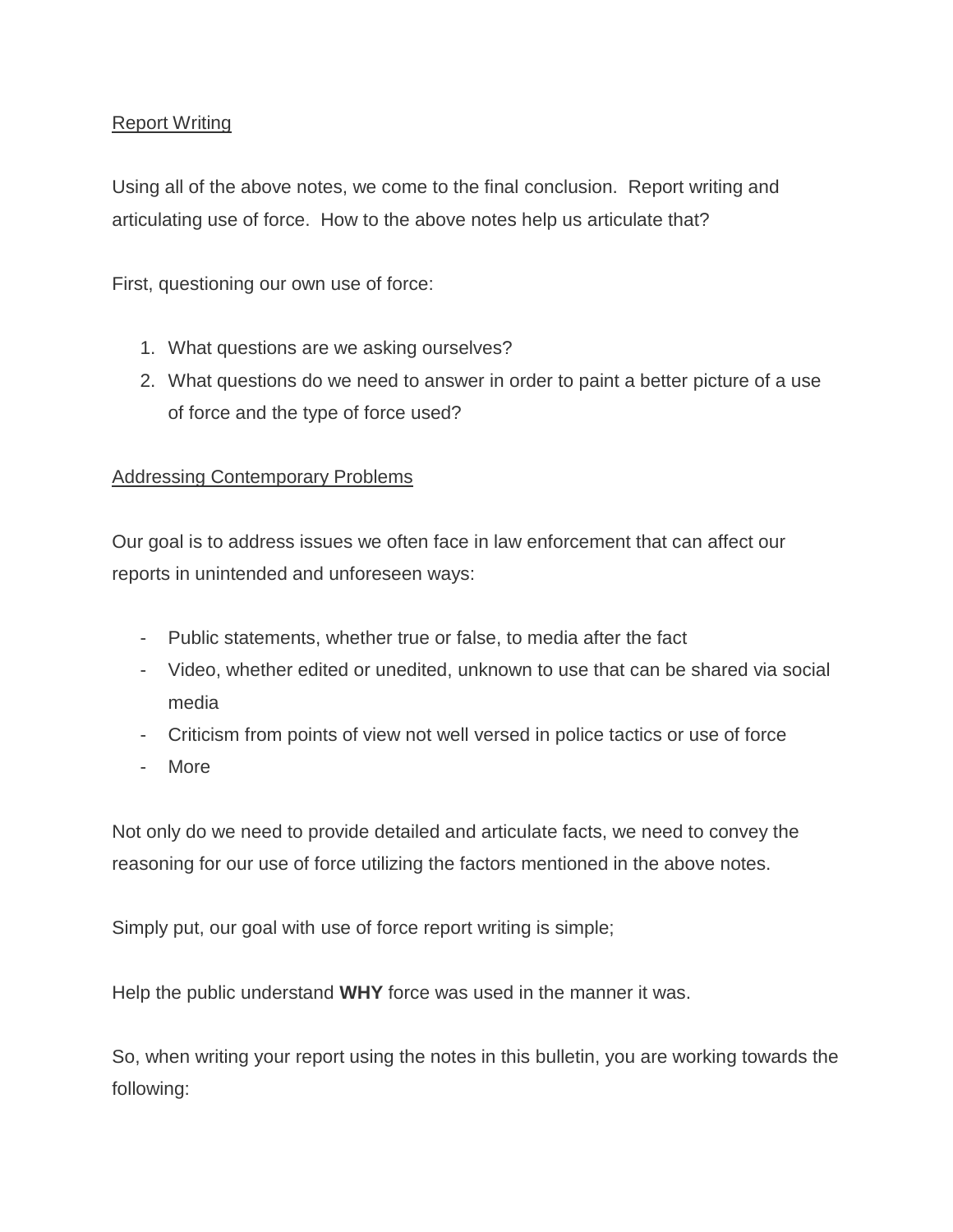<u>Report Writing</u>

Using all of the above notes, we come to the final conclusion. Report writing and articulating use of force. How to the above notes help us articulate that?

First, questioning our own use of force:

1. What questions are we asking ourselves?
2. What questions do we need to answer in order to paint a better picture of a use of force and the type of force used?

<u>Addressing Contemporary Problems</u>

Our goal is to address issues we often face in law enforcement that can affect our reports in unintended and unforeseen ways:

- Public statements, whether true or false, to media after the fact
- Video, whether edited or unedited, unknown to use that can be shared via social media
- Criticism from points of view not well versed in police tactics or use of force
- More

Not only do we need to provide detailed and articulate facts, we need to convey the reasoning for our use of force utilizing the factors mentioned in the above notes.

Simply put, our goal with use of force report writing is simple;

Help the public understand **WHY** force was used in the manner it was.

So, when writing your report using the notes in this bulletin, you are working towards the following: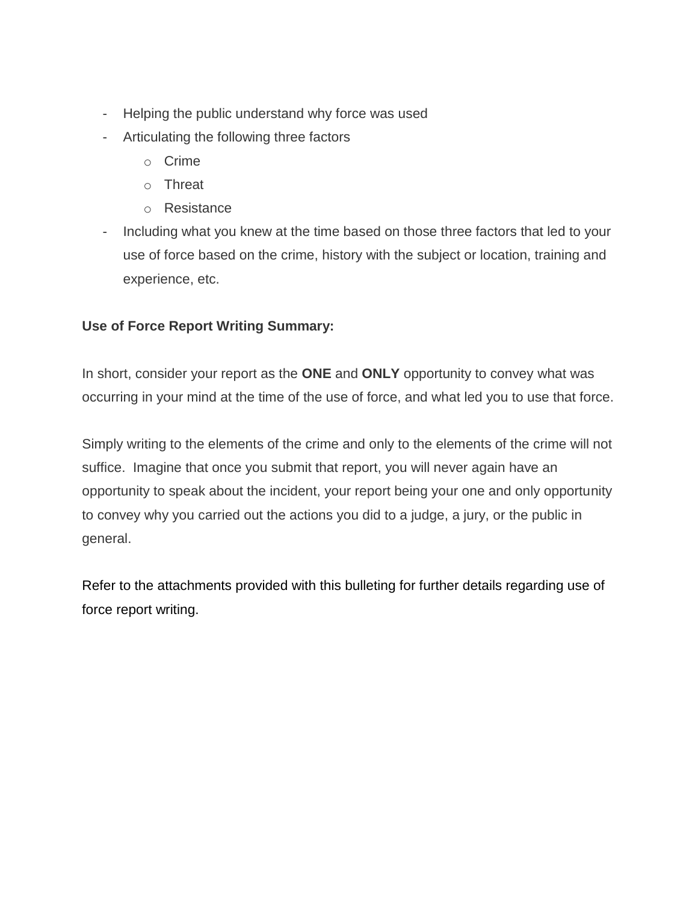- Helping the public understand why force was used
- Articulating the following three factors
    - Crime
    - Threat
    - Resistance
- Including what you knew at the time based on those three factors that led to your use of force based on the crime, history with the subject or location, training and experience, etc.

**Use of Force Report Writing Summary:**

In short, consider your report as the **ONE** and **ONLY** opportunity to convey what was occurring in your mind at the time of the use of force, and what led you to use that force.

Simply writing to the elements of the crime and only to the elements of the crime will not suffice. Imagine that once you submit that report, you will never again have an opportunity to speak about the incident, your report being your one and only opportunity to convey why you carried out the actions you did to a judge, a jury, or the public in general.

Refer to the attachments provided with this bulleting for further details regarding use of force report writing.